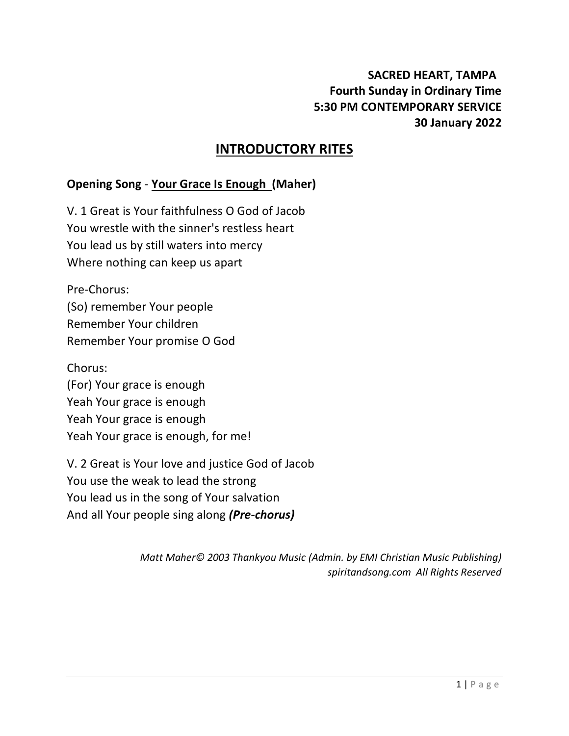**SACRED HEART, TAMPA**
**Fourth Sunday in Ordinary Time**
**5:30 PM CONTEMPORARY SERVICE**
**30 January 2022**

# INTRODUCTORY RITES

**Opening Song** - **Your Grace Is Enough (Maher)**

V. 1 Great is Your faithfulness O God of Jacob
You wrestle with the sinner's restless heart
You lead us by still waters into mercy
Where nothing can keep us apart

Pre-Chorus:
(So) remember Your people
Remember Your children
Remember Your promise O God

Chorus:
(For) Your grace is enough
Yeah Your grace is enough
Yeah Your grace is enough
Yeah Your grace is enough, for me!

V. 2 Great is Your love and justice God of Jacob
You use the weak to lead the strong
You lead us in the song of Your salvation
And all Your people sing along ***(Pre-chorus)***

*Matt Maher© 2003 Thankyou Music (Admin. by EMI Christian Music Publishing)*
*spiritandsong.com All Rights Reserved*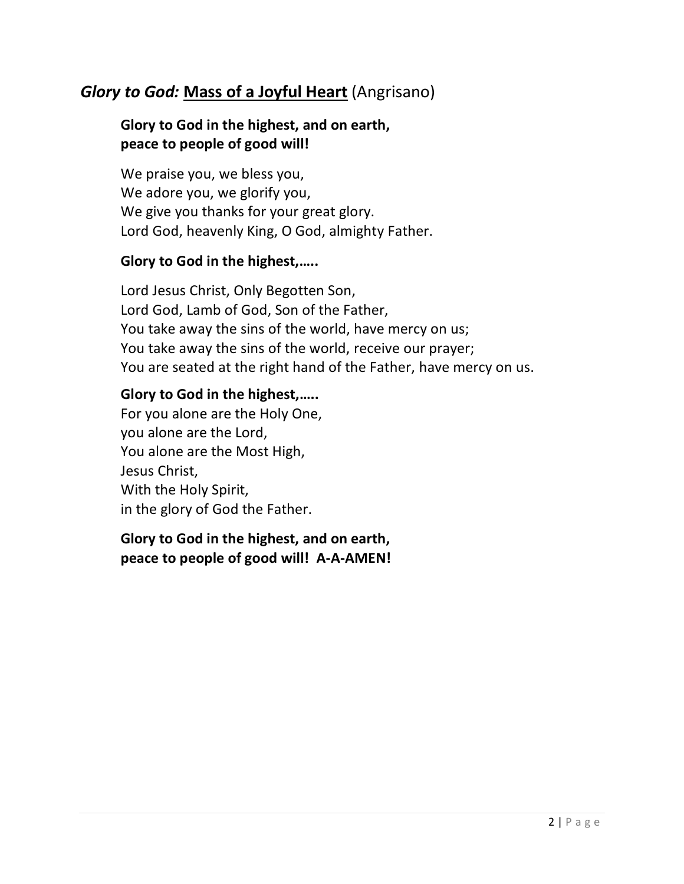## *Glory to God:* Mass of a Joyful Heart (Angrisano)

**Glory to God in the highest, and on earth,**
**peace to people of good will!**

We praise you, we bless you,
We adore you, we glorify you,
We give you thanks for your great glory.
Lord God, heavenly King, O God, almighty Father.

**Glory to God in the highest,…..**

Lord Jesus Christ, Only Begotten Son,
Lord God, Lamb of God, Son of the Father,
You take away the sins of the world, have mercy on us;
You take away the sins of the world, receive our prayer;
You are seated at the right hand of the Father, have mercy on us.

**Glory to God in the highest,…..**
For you alone are the Holy One,
you alone are the Lord,
You alone are the Most High,
Jesus Christ,
With the Holy Spirit,
in the glory of God the Father.

**Glory to God in the highest, and on earth,**
**peace to people of good will! A-A-AMEN!**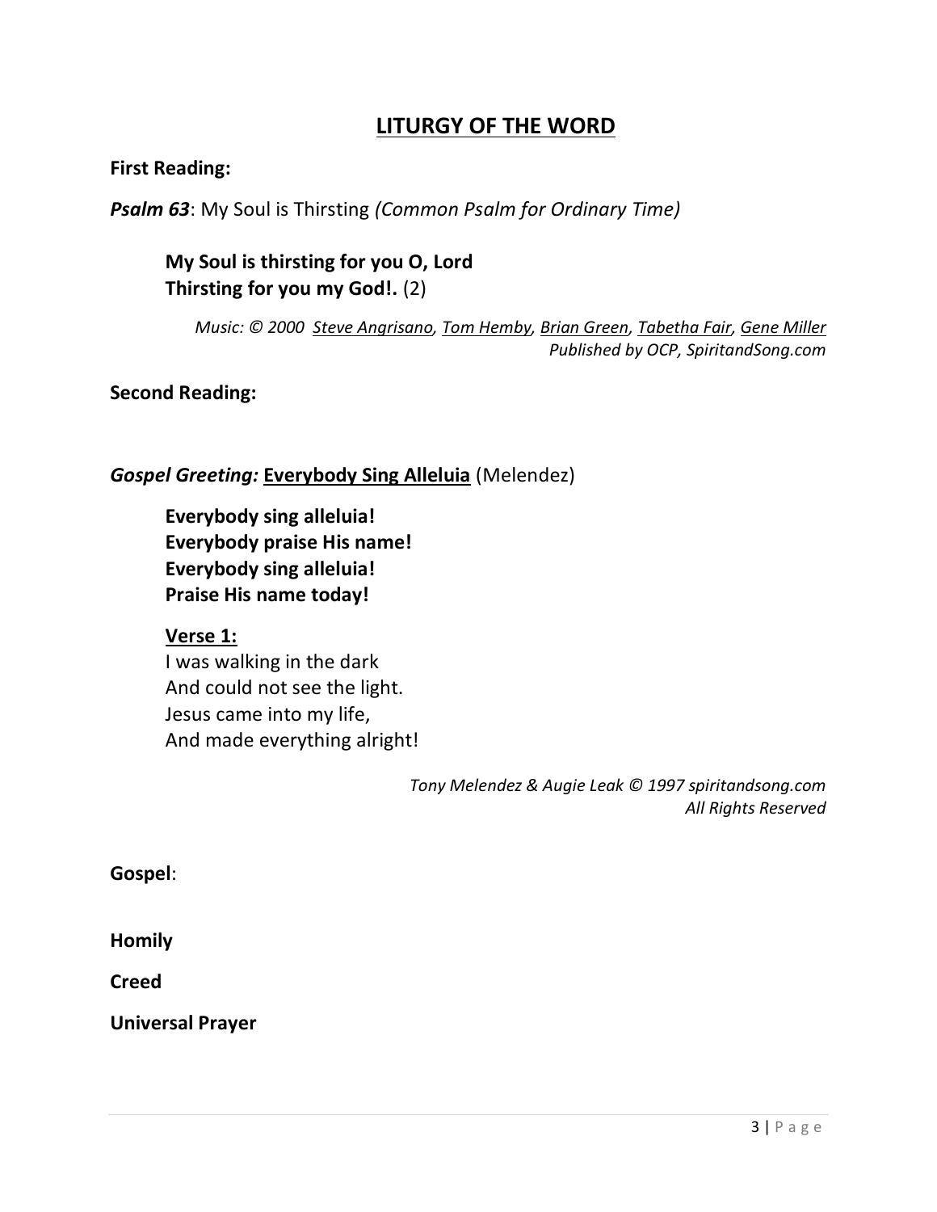## LITURGY OF THE WORD

**First Reading:**

***Psalm 63***: My Soul is Thirsting *(Common Psalm for Ordinary Time)*

**My Soul is thirsting for you O, Lord**
**Thirsting for you my God!.** (2)

*Music: © 2000 Steve Angrisano, Tom Hemby, Brian Green, Tabetha Fair, Gene Miller*
*Published by OCP, SpiritandSong.com*

**Second Reading:**

***Gospel Greeting:*** **Everybody Sing Alleluia** (Melendez)

**Everybody sing alleluia!**
**Everybody praise His name!**
**Everybody sing alleluia!**
**Praise His name today!**

**Verse 1:**
I was walking in the dark
And could not see the light.
Jesus came into my life,
And made everything alright!

*Tony Melendez & Augie Leak © 1997 spiritandsong.com*
*All Rights Reserved*

**Gospel**:

**Homily**

**Creed**

**Universal Prayer**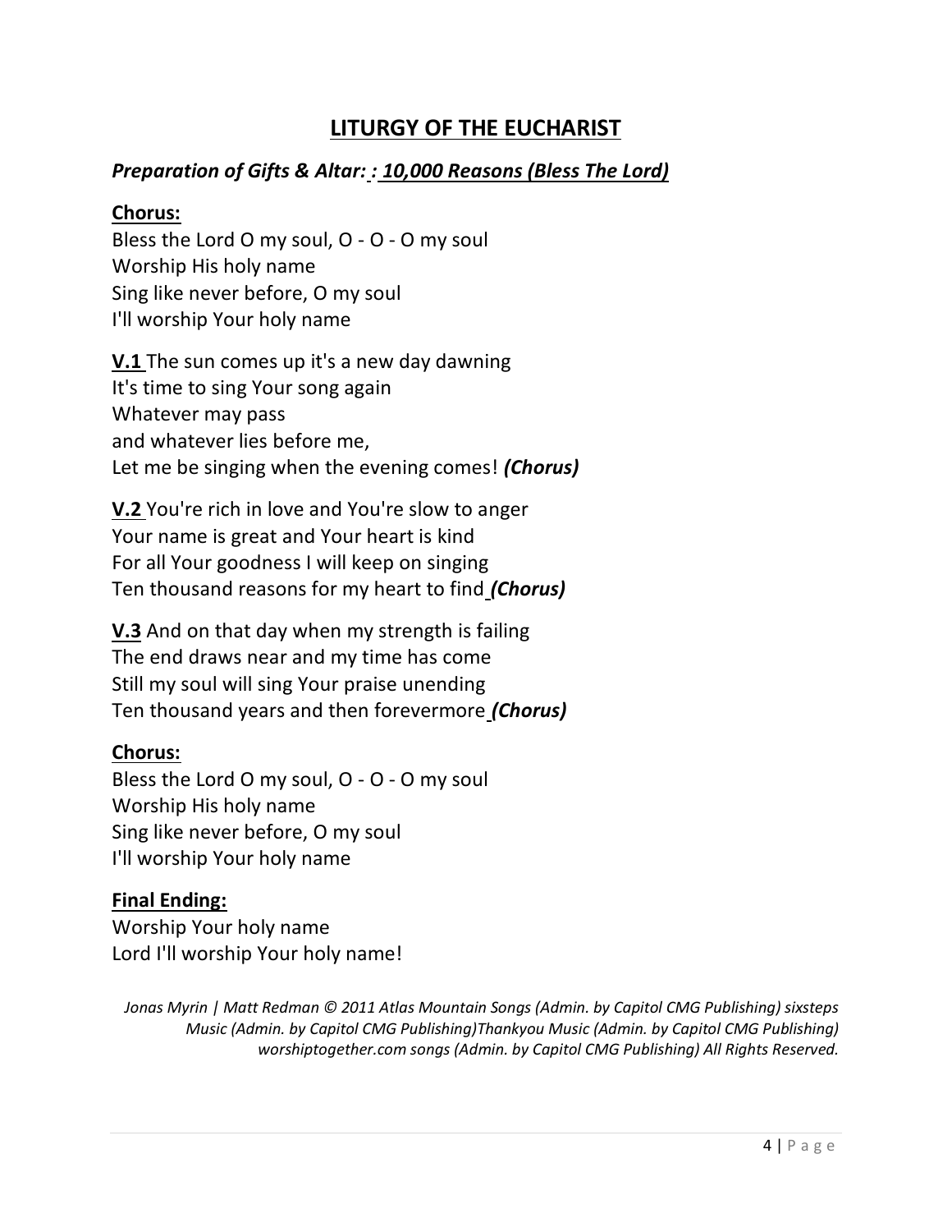# **LITURGY OF THE EUCHARIST**

## ***Preparation of Gifts & Altar: : 10,000 Reasons (Bless The Lord)***

**Chorus:**

Bless the Lord O my soul, O - O - O my soul
Worship His holy name
Sing like never before, O my soul
I'll worship Your holy name

**V.1** The sun comes up it's a new day dawning
It's time to sing Your song again
Whatever may pass
and whatever lies before me,
Let me be singing when the evening comes! ***(Chorus)***

**V.2** You're rich in love and You're slow to anger
Your name is great and Your heart is kind
For all Your goodness I will keep on singing
Ten thousand reasons for my heart to find ***(Chorus)***

**V.3** And on that day when my strength is failing
The end draws near and my time has come
Still my soul will sing Your praise unending
Ten thousand years and then forevermore ***(Chorus)***

**Chorus:**

Bless the Lord O my soul, O - O - O my soul
Worship His holy name
Sing like never before, O my soul
I'll worship Your holy name

**Final Ending:**

Worship Your holy name
Lord I'll worship Your holy name!

*Jonas Myrin | Matt Redman © 2011 Atlas Mountain Songs (Admin. by Capitol CMG Publishing) sixsteps Music (Admin. by Capitol CMG Publishing)Thankyou Music (Admin. by Capitol CMG Publishing) worshiptogether.com songs (Admin. by Capitol CMG Publishing) All Rights Reserved.*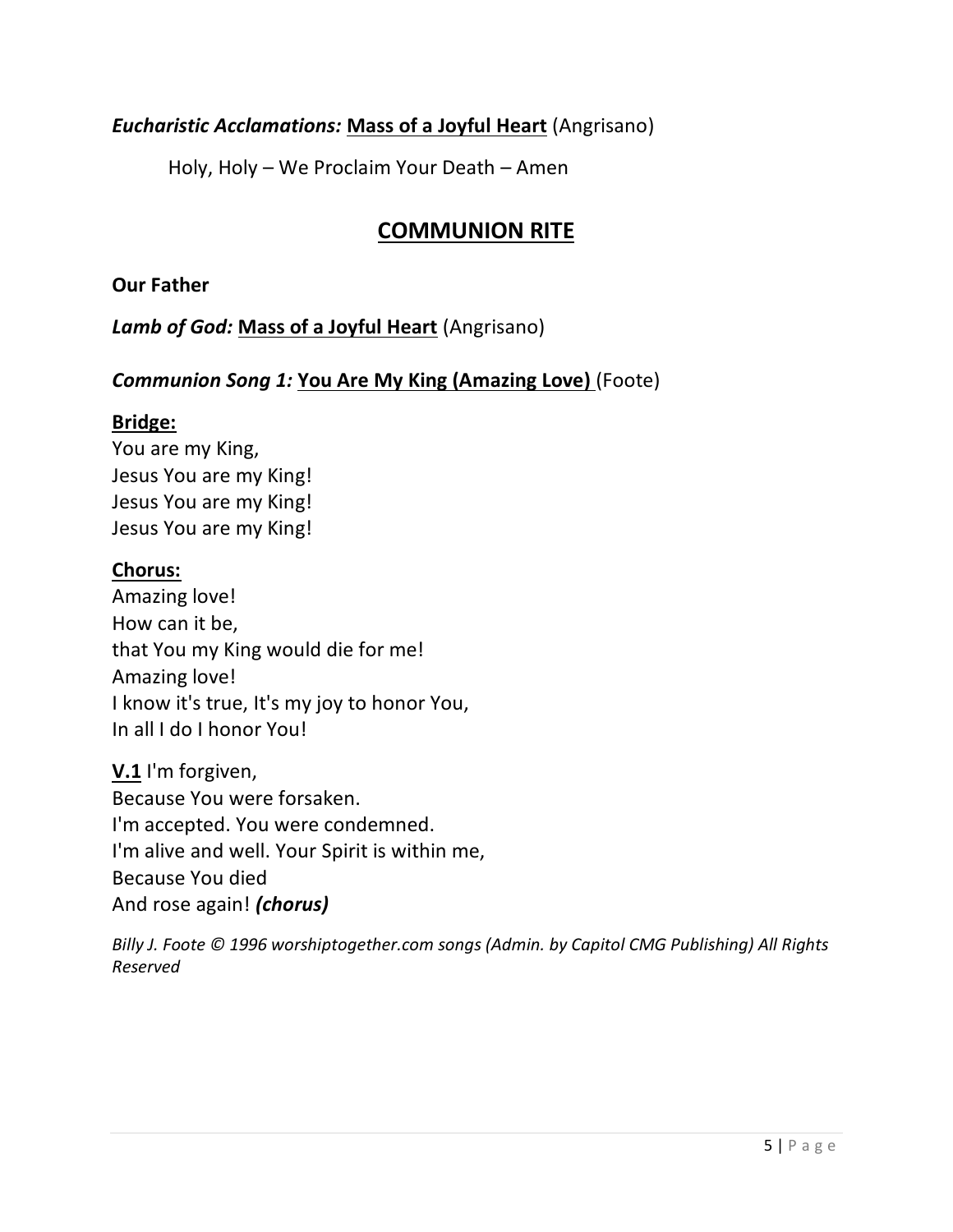***Eucharistic Acclamations:*** **Mass of a Joyful Heart** (Angrisano)

Holy, Holy – We Proclaim Your Death – Amen

## COMMUNION RITE

**Our Father**

***Lamb of God:*** **Mass of a Joyful Heart** (Angrisano)

***Communion Song 1:*** **You Are My King (Amazing Love)** (Foote)

**Bridge:**
You are my King,
Jesus You are my King!
Jesus You are my King!
Jesus You are my King!

**Chorus:**
Amazing love!
How can it be,
that You my King would die for me!
Amazing love!
I know it's true, It's my joy to honor You,
In all I do I honor You!

**V.1** I'm forgiven,
Because You were forsaken.
I'm accepted. You were condemned.
I'm alive and well. Your Spirit is within me,
Because You died
And rose again! ***(chorus)***

*Billy J. Foote © 1996 worshiptogether.com songs (Admin. by Capitol CMG Publishing) All Rights Reserved*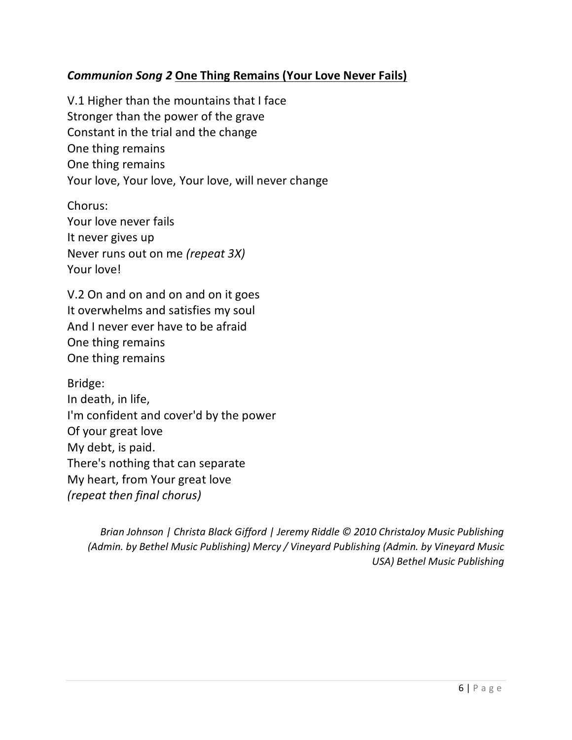### ***Communion Song 2* <u>One Thing Remains (Your Love Never Fails)</u>**

V.1 Higher than the mountains that I face
Stronger than the power of the grave
Constant in the trial and the change
One thing remains
One thing remains
Your love, Your love, Your love, will never change

Chorus:
Your love never fails
It never gives up
Never runs out on me *(repeat 3X)*
Your love!

V.2 On and on and on and on it goes
It overwhelms and satisfies my soul
And I never ever have to be afraid
One thing remains
One thing remains

Bridge:
In death, in life,
I'm confident and cover'd by the power
Of your great love
My debt, is paid.
There's nothing that can separate
My heart, from Your great love
*(repeat then final chorus)*

*Brian Johnson | Christa Black Gifford | Jeremy Riddle © 2010 ChristaJoy Music Publishing (Admin. by Bethel Music Publishing) Mercy / Vineyard Publishing (Admin. by Vineyard Music USA) Bethel Music Publishing*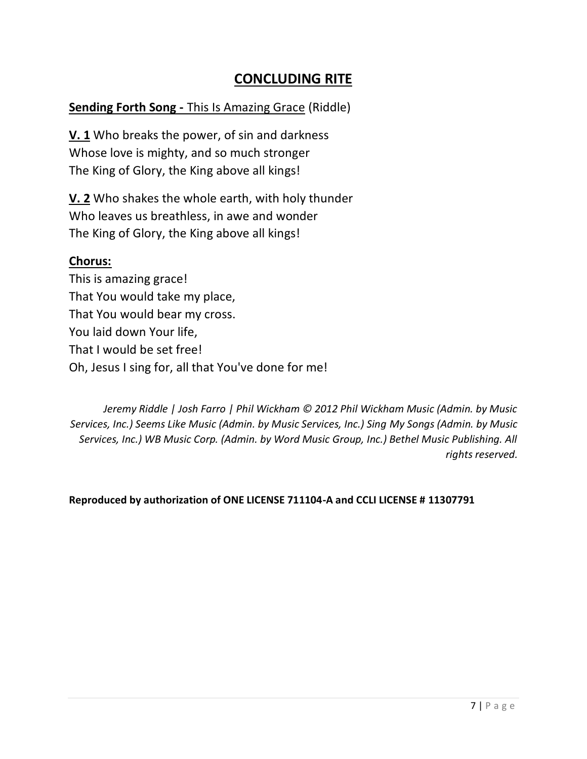## CONCLUDING RITE

**Sending Forth Song -** This Is Amazing Grace (Riddle)

**V. 1** Who breaks the power, of sin and darkness
Whose love is mighty, and so much stronger
The King of Glory, the King above all kings!

**V. 2** Who shakes the whole earth, with holy thunder
Who leaves us breathless, in awe and wonder
The King of Glory, the King above all kings!

**Chorus:**
This is amazing grace!
That You would take my place,
That You would bear my cross.
You laid down Your life,
That I would be set free!
Oh, Jesus I sing for, all that You've done for me!

*Jeremy Riddle | Josh Farro | Phil Wickham © 2012 Phil Wickham Music (Admin. by Music Services, Inc.) Seems Like Music (Admin. by Music Services, Inc.) Sing My Songs (Admin. by Music Services, Inc.) WB Music Corp. (Admin. by Word Music Group, Inc.) Bethel Music Publishing. All rights reserved.*

**Reproduced by authorization of ONE LICENSE 711104-A and CCLI LICENSE # 11307791**